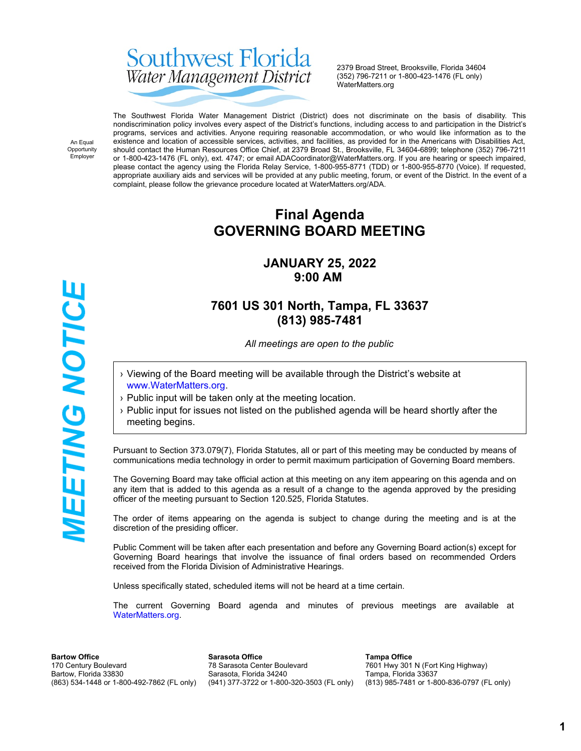Southwest Florida
Water Management District

2379 Broad Street, Brooksville, Florida 34604
(352) 796-7211 or 1-800-423-1476 (FL only)
WaterMatters.org

An Equal Opportunity Employer

The Southwest Florida Water Management District (District) does not discriminate on the basis of disability. This nondiscrimination policy involves every aspect of the District's functions, including access to and participation in the District's programs, services and activities. Anyone requiring reasonable accommodation, or who would like information as to the existence and location of accessible services, activities, and facilities, as provided for in the Americans with Disabilities Act, should contact the Human Resources Office Chief, at 2379 Broad St., Brooksville, FL 34604-6899; telephone (352) 796-7211 or 1-800-423-1476 (FL only), ext. 4747; or email ADACoordinator@WaterMatters.org. If you are hearing or speech impaired, please contact the agency using the Florida Relay Service, 1-800-955-8771 (TDD) or 1-800-955-8770 (Voice). If requested, appropriate auxiliary aids and services will be provided at any public meeting, forum, or event of the District. In the event of a complaint, please follow the grievance procedure located at WaterMatters.org/ADA.

**MEETING NOTICE**

# Final Agenda
# GOVERNING BOARD MEETING

## JANUARY 25, 2022
## 9:00 AM

## 7601 US 301 North, Tampa, FL 33637
## (813) 985-7481

*All meetings are open to the public*

- Viewing of the Board meeting will be available through the District's website at www.WaterMatters.org.
- Public input will be taken only at the meeting location.
- Public input for issues not listed on the published agenda will be heard shortly after the meeting begins.

Pursuant to Section 373.079(7), Florida Statutes, all or part of this meeting may be conducted by means of communications media technology in order to permit maximum participation of Governing Board members.

The Governing Board may take official action at this meeting on any item appearing on this agenda and on any item that is added to this agenda as a result of a change to the agenda approved by the presiding officer of the meeting pursuant to Section 120.525, Florida Statutes.

The order of items appearing on the agenda is subject to change during the meeting and is at the discretion of the presiding officer.

Public Comment will be taken after each presentation and before any Governing Board action(s) except for Governing Board hearings that involve the issuance of final orders based on recommended Orders received from the Florida Division of Administrative Hearings.

Unless specifically stated, scheduled items will not be heard at a time certain.

The current Governing Board agenda and minutes of previous meetings are available at WaterMatters.org.

**Bartow Office**
170 Century Boulevard
Bartow, Florida 33830
(863) 534-1448 or 1-800-492-7862 (FL only)

**Sarasota Office**
78 Sarasota Center Boulevard
Sarasota, Florida 34240
(941) 377-3722 or 1-800-320-3503 (FL only)

**Tampa Office**
7601 Hwy 301 N (Fort King Highway)
Tampa, Florida 33637
(813) 985-7481 or 1-800-836-0797 (FL only)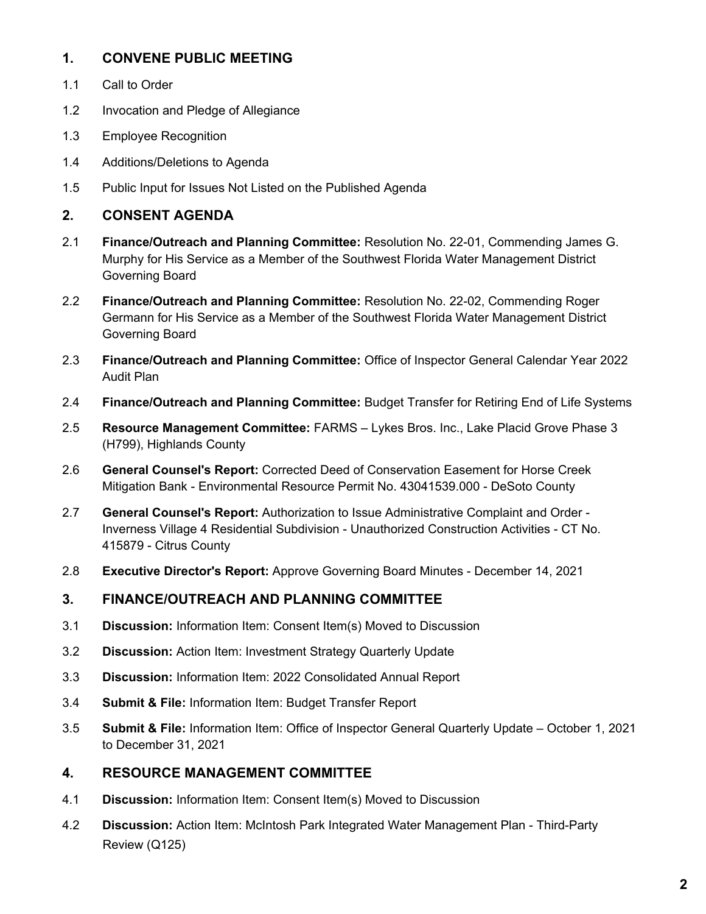## 1. CONVENE PUBLIC MEETING

1.1 Call to Order

1.2 Invocation and Pledge of Allegiance

1.3 Employee Recognition

1.4 Additions/Deletions to Agenda

1.5 Public Input for Issues Not Listed on the Published Agenda

## 2. CONSENT AGENDA

2.1 **Finance/Outreach and Planning Committee:** Resolution No. 22-01, Commending James G. Murphy for His Service as a Member of the Southwest Florida Water Management District Governing Board

2.2 **Finance/Outreach and Planning Committee:** Resolution No. 22-02, Commending Roger Germann for His Service as a Member of the Southwest Florida Water Management District Governing Board

2.3 **Finance/Outreach and Planning Committee:** Office of Inspector General Calendar Year 2022 Audit Plan

2.4 **Finance/Outreach and Planning Committee:** Budget Transfer for Retiring End of Life Systems

2.5 **Resource Management Committee:** FARMS – Lykes Bros. Inc., Lake Placid Grove Phase 3 (H799), Highlands County

2.6 **General Counsel's Report:** Corrected Deed of Conservation Easement for Horse Creek Mitigation Bank - Environmental Resource Permit No. 43041539.000 - DeSoto County

2.7 **General Counsel's Report:** Authorization to Issue Administrative Complaint and Order - Inverness Village 4 Residential Subdivision - Unauthorized Construction Activities - CT No. 415879 - Citrus County

2.8 **Executive Director's Report:** Approve Governing Board Minutes - December 14, 2021

## 3. FINANCE/OUTREACH AND PLANNING COMMITTEE

3.1 **Discussion:** Information Item: Consent Item(s) Moved to Discussion

3.2 **Discussion:** Action Item: Investment Strategy Quarterly Update

3.3 **Discussion:** Information Item: 2022 Consolidated Annual Report

3.4 **Submit & File:** Information Item: Budget Transfer Report

3.5 **Submit & File:** Information Item: Office of Inspector General Quarterly Update – October 1, 2021 to December 31, 2021

## 4. RESOURCE MANAGEMENT COMMITTEE

4.1 **Discussion:** Information Item: Consent Item(s) Moved to Discussion

4.2 **Discussion:** Action Item: McIntosh Park Integrated Water Management Plan - Third-Party Review (Q125)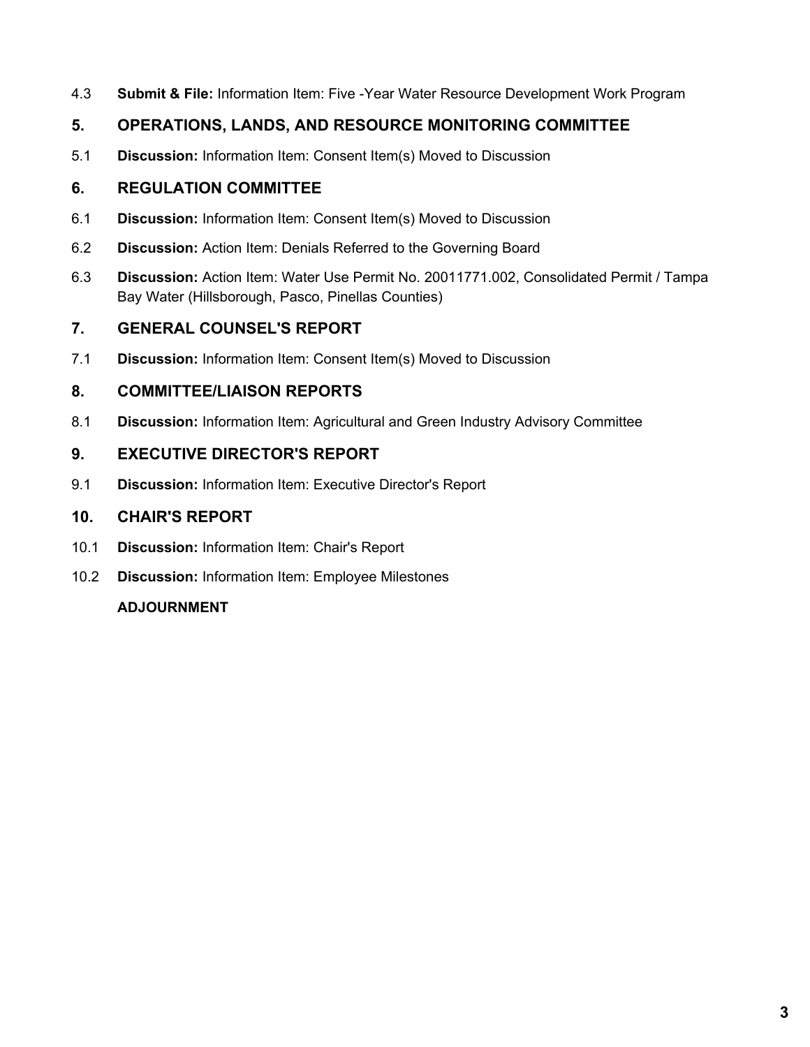4.3 **Submit & File:** Information Item: Five -Year Water Resource Development Work Program

## 5. OPERATIONS, LANDS, AND RESOURCE MONITORING COMMITTEE

5.1 **Discussion:** Information Item: Consent Item(s) Moved to Discussion

## 6. REGULATION COMMITTEE

6.1 **Discussion:** Information Item: Consent Item(s) Moved to Discussion

6.2 **Discussion:** Action Item: Denials Referred to the Governing Board

6.3 **Discussion:** Action Item: Water Use Permit No. 20011771.002, Consolidated Permit / Tampa Bay Water (Hillsborough, Pasco, Pinellas Counties)

## 7. GENERAL COUNSEL'S REPORT

7.1 **Discussion:** Information Item: Consent Item(s) Moved to Discussion

## 8. COMMITTEE/LIAISON REPORTS

8.1 **Discussion:** Information Item: Agricultural and Green Industry Advisory Committee

## 9. EXECUTIVE DIRECTOR'S REPORT

9.1 **Discussion:** Information Item: Executive Director's Report

## 10. CHAIR'S REPORT

10.1 **Discussion:** Information Item: Chair's Report

10.2 **Discussion:** Information Item: Employee Milestones

**ADJOURNMENT**